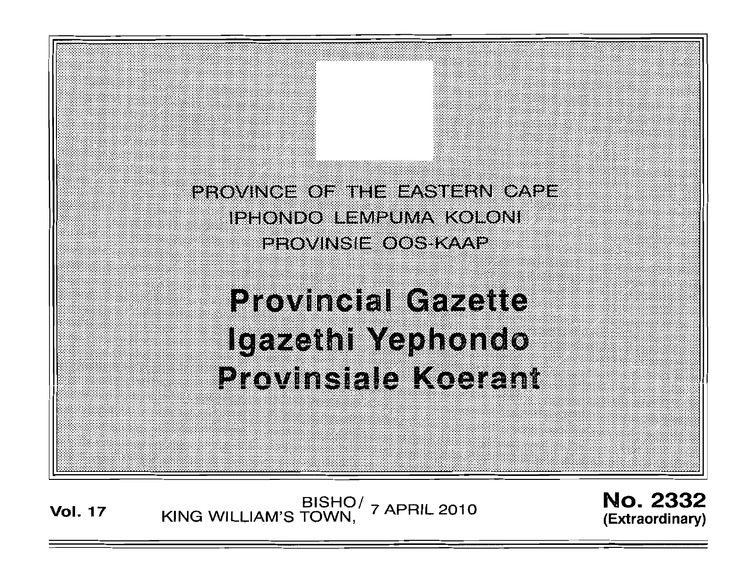PROVINCE OF THE EASTERN CAPE

IPHONDO LEMPUMA KOLONI

PROVINSIE OOS-KAAP

# Provincial Gazette

# Igazethi Yephondo

# Provinsiale Koerant

**Vol. 17** BISHO/ KING WILLIAM'S TOWN, 7 APRIL 2010 **No. 2332 (Extraordinary)**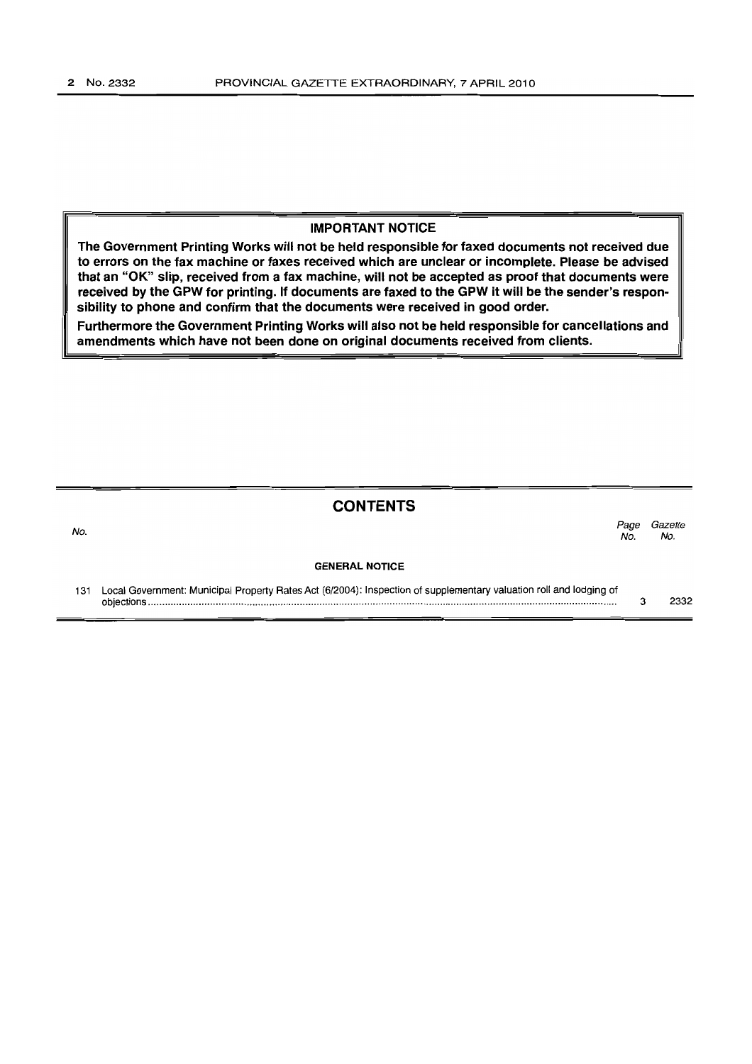**IMPORTANT NOTICE**

**The Government Printing Works will not be held responsible for faxed documents not received due to errors on the fax machine or faxes received which are unclear or incomplete. Please be advised that an "OK" slip, received from a fax machine, will not be accepted as proof that documents were received by the GPW for printing. If documents are faxed to the GPW it will be the sender's responsibility to phone and confirm that the documents were received in good order.**

**Furthermore the Government Printing Works will also not be held responsible for cancellations and amendments which have not been done on original documents received from clients.**

## CONTENTS

| No. | | Page No. | Gazette No. |
|---|---|---|---|
| | **GENERAL NOTICE** | | |
| 131 | Local Government: Municipal Property Rates Act (6/2004): Inspection of supplementary valuation roll and lodging of objections | 3 | 2332 |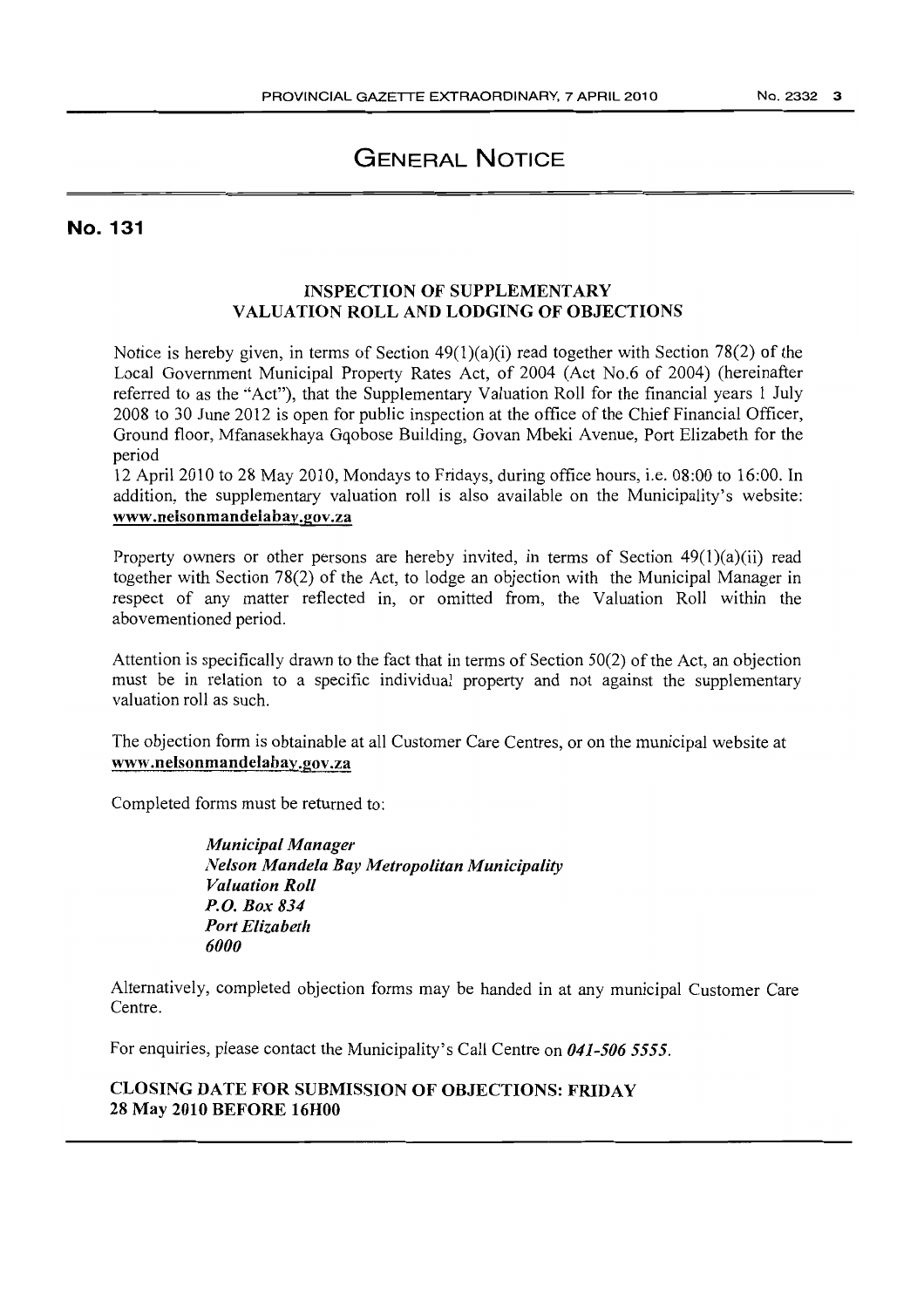# GENERAL NOTICE

## No. 131

### INSPECTION OF SUPPLEMENTARY VALUATION ROLL AND LODGING OF OBJECTIONS

Notice is hereby given, in terms of Section 49(1)(a)(i) read together with Section 78(2) of the Local Government Municipal Property Rates Act, of 2004 (Act No.6 of 2004) (hereinafter referred to as the "Act"), that the Supplementary Valuation Roll for the financial years 1 July 2008 to 30 June 2012 is open for public inspection at the office of the Chief Financial Officer, Ground floor, Mfanasekhaya Gqobose Building, Govan Mbeki Avenue, Port Elizabeth for the period
12 April 2010 to 28 May 2010, Mondays to Fridays, during office hours, i.e. 08:00 to 16:00. In addition, the supplementary valuation roll is also available on the Municipality's website: **www.nelsonmandelabay.gov.za**

Property owners or other persons are hereby invited, in terms of Section 49(1)(a)(ii) read together with Section 78(2) of the Act, to lodge an objection with the Municipal Manager in respect of any matter reflected in, or omitted from, the Valuation Roll within the abovementioned period.

Attention is specifically drawn to the fact that in terms of Section 50(2) of the Act, an objection must be in relation to a specific individual property and not against the supplementary valuation roll as such.

The objection form is obtainable at all Customer Care Centres, or on the municipal website at **www.nelsonmandelabay.gov.za**

Completed forms must be returned to:

*Municipal Manager*
*Nelson Mandela Bay Metropolitan Municipality*
*Valuation Roll*
*P.O. Box 834*
*Port Elizabeth*
*6000*

Alternatively, completed objection forms may be handed in at any municipal Customer Care Centre.

For enquiries, please contact the Municipality's Call Centre on ***041-506 5555***.

**CLOSING DATE FOR SUBMISSION OF OBJECTIONS: FRIDAY 28 May 2010 BEFORE 16H00**